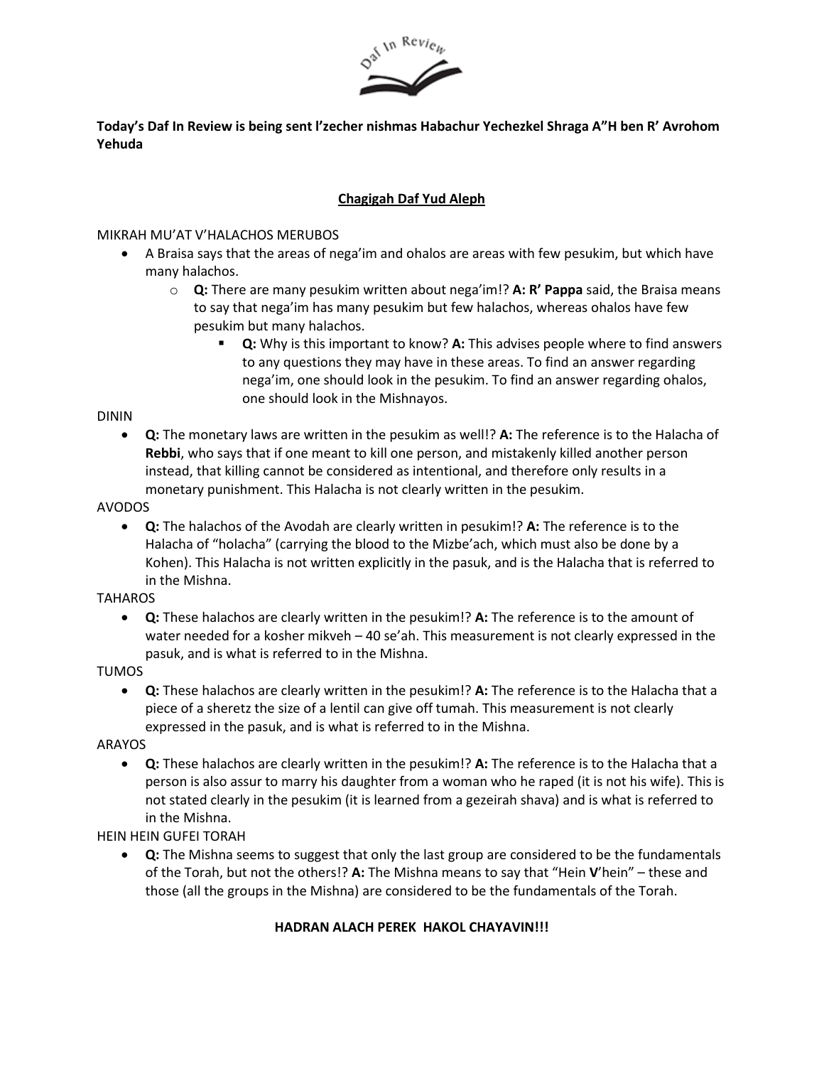**Today's Daf In Review is being sent l'zecher nishmas Habachur Yechezkel Shraga A"H ben R' Avrohom Yehuda**

## Chagigah Daf Yud Aleph

MIKRAH MU'AT V'HALACHOS MERUBOS

- A Braisa says that the areas of nega'im and ohalos are areas with few pesukim, but which have many halachos.
    - **Q:** There are many pesukim written about nega'im!? **A: R' Pappa** said, the Braisa means to say that nega'im has many pesukim but few halachos, whereas ohalos have few pesukim but many halachos.
        - **Q:** Why is this important to know? **A:** This advises people where to find answers to any questions they may have in these areas. To find an answer regarding nega'im, one should look in the pesukim. To find an answer regarding ohalos, one should look in the Mishnayos.

DININ

- **Q:** The monetary laws are written in the pesukim as well!? **A:** The reference is to the Halacha of **Rebbi**, who says that if one meant to kill one person, and mistakenly killed another person instead, that killing cannot be considered as intentional, and therefore only results in a monetary punishment. This Halacha is not clearly written in the pesukim.

AVODOS

- **Q:** The halachos of the Avodah are clearly written in pesukim!? **A:** The reference is to the Halacha of "holacha" (carrying the blood to the Mizbe'ach, which must also be done by a Kohen). This Halacha is not written explicitly in the pasuk, and is the Halacha that is referred to in the Mishna.

TAHAROS

- **Q:** These halachos are clearly written in the pesukim!? **A:** The reference is to the amount of water needed for a kosher mikveh – 40 se'ah. This measurement is not clearly expressed in the pasuk, and is what is referred to in the Mishna.

TUMOS

- **Q:** These halachos are clearly written in the pesukim!? **A:** The reference is to the Halacha that a piece of a sheretz the size of a lentil can give off tumah. This measurement is not clearly expressed in the pasuk, and is what is referred to in the Mishna.

ARAYOS

- **Q:** These halachos are clearly written in the pesukim!? **A:** The reference is to the Halacha that a person is also assur to marry his daughter from a woman who he raped (it is not his wife). This is not stated clearly in the pesukim (it is learned from a gezeirah shava) and is what is referred to in the Mishna.

HEIN HEIN GUFEI TORAH

- **Q:** The Mishna seems to suggest that only the last group are considered to be the fundamentals of the Torah, but not the others!? **A:** The Mishna means to say that "Hein **V**'hein" – these and those (all the groups in the Mishna) are considered to be the fundamentals of the Torah.

**HADRAN ALACH PEREK HAKOL CHAYAVIN!!!**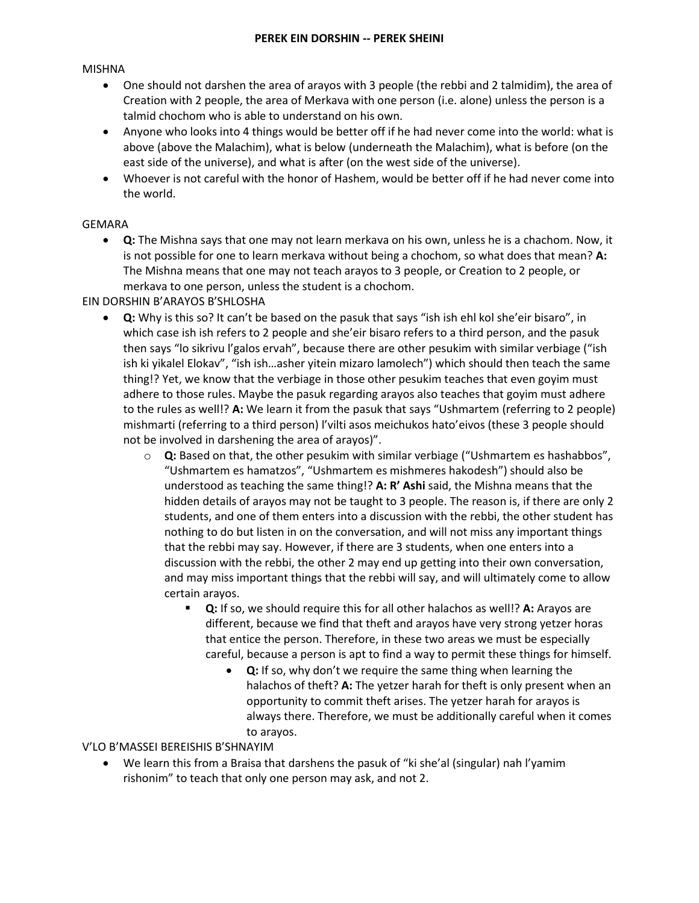## PEREK EIN DORSHIN -- PEREK SHEINI

MISHNA

- One should not darshen the area of arayos with 3 people (the rebbi and 2 talmidim), the area of Creation with 2 people, the area of Merkava with one person (i.e. alone) unless the person is a talmid chochom who is able to understand on his own.
- Anyone who looks into 4 things would be better off if he had never come into the world: what is above (above the Malachim), what is below (underneath the Malachim), what is before (on the east side of the universe), and what is after (on the west side of the universe).
- Whoever is not careful with the honor of Hashem, would be better off if he had never come into the world.

GEMARA

- **Q:** The Mishna says that one may not learn merkava on his own, unless he is a chachom. Now, it is not possible for one to learn merkava without being a chochom, so what does that mean? **A:** The Mishna means that one may not teach arayos to 3 people, or Creation to 2 people, or merkava to one person, unless the student is a chochom.

EIN DORSHIN B'ARAYOS B'SHLOSHA

- **Q:** Why is this so? It can't be based on the pasuk that says "ish ish ehl kol she'eir bisaro", in which case ish ish refers to 2 people and she'eir bisaro refers to a third person, and the pasuk then says "lo sikrivu l'galos ervah", because there are other pesukim with similar verbiage ("ish ish ki yikalel Elokav", "ish ish…asher yitein mizaro lamolech") which should then teach the same thing!? Yet, we know that the verbiage in those other pesukim teaches that even goyim must adhere to those rules. Maybe the pasuk regarding arayos also teaches that goyim must adhere to the rules as well!? **A:** We learn it from the pasuk that says "Ushmartem (referring to 2 people) mishmarti (referring to a third person) l'vilti asos meichukos hato'eivos (these 3 people should not be involved in darshening the area of arayos)".
  - **Q:** Based on that, the other pesukim with similar verbiage ("Ushmartem es hashabbos", "Ushmartem es hamatzos", "Ushmartem es mishmeres hakodesh") should also be understood as teaching the same thing!? **A: R' Ashi** said, the Mishna means that the hidden details of arayos may not be taught to 3 people. The reason is, if there are only 2 students, and one of them enters into a discussion with the rebbi, the other student has nothing to do but listen in on the conversation, and will not miss any important things that the rebbi may say. However, if there are 3 students, when one enters into a discussion with the rebbi, the other 2 may end up getting into their own conversation, and may miss important things that the rebbi will say, and will ultimately come to allow certain arayos.
    - **Q:** If so, we should require this for all other halachos as well!? **A:** Arayos are different, because we find that theft and arayos have very strong yetzer horas that entice the person. Therefore, in these two areas we must be especially careful, because a person is apt to find a way to permit these things for himself.
      - **Q:** If so, why don't we require the same thing when learning the halachos of theft? **A:** The yetzer harah for theft is only present when an opportunity to commit theft arises. The yetzer harah for arayos is always there. Therefore, we must be additionally careful when it comes to arayos.

V'LO B'MASSEI BEREISHIS B'SHNAYIM

- We learn this from a Braisa that darshens the pasuk of "ki she'al (singular) nah l'yamim rishonim" to teach that only one person may ask, and not 2.